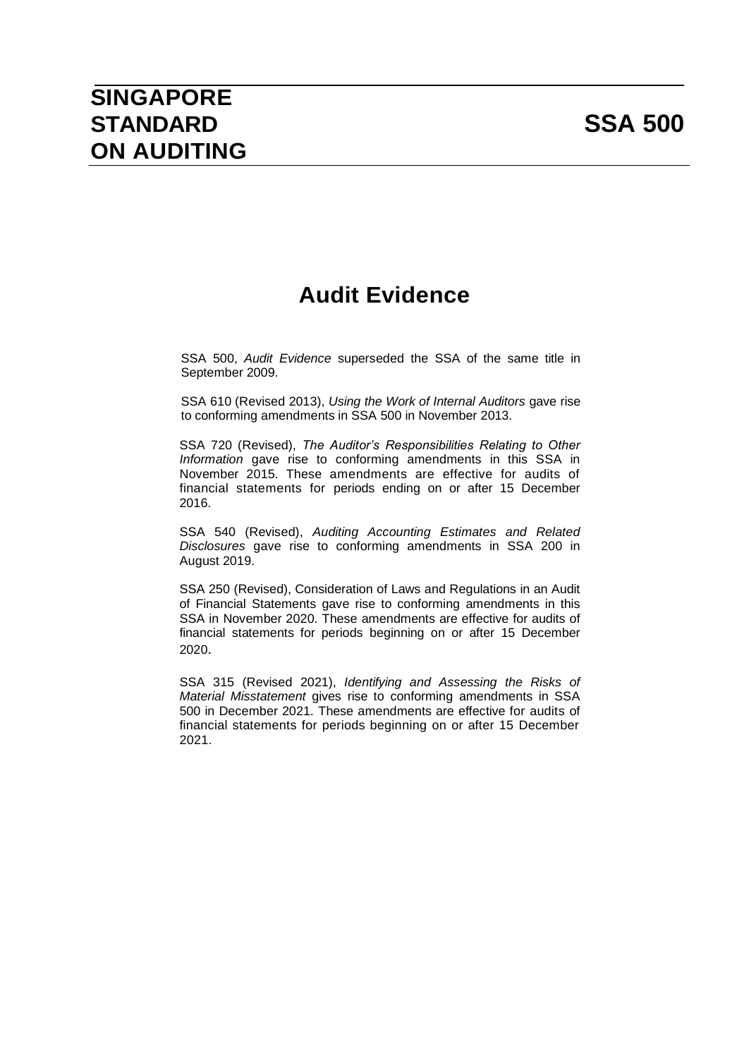# SINGAPORE STANDARD ON AUDITING

# SSA 500

## Audit Evidence

SSA 500, *Audit Evidence* superseded the SSA of the same title in September 2009.

SSA 610 (Revised 2013), *Using the Work of Internal Auditors* gave rise to conforming amendments in SSA 500 in November 2013.

SSA 720 (Revised), *The Auditor's Responsibilities Relating to Other Information* gave rise to conforming amendments in this SSA in November 2015. These amendments are effective for audits of financial statements for periods ending on or after 15 December 2016.

SSA 540 (Revised), *Auditing Accounting Estimates and Related Disclosures* gave rise to conforming amendments in SSA 200 in August 2019.

SSA 250 (Revised), Consideration of Laws and Regulations in an Audit of Financial Statements gave rise to conforming amendments in this SSA in November 2020. These amendments are effective for audits of financial statements for periods beginning on or after 15 December 2020.

SSA 315 (Revised 2021), *Identifying and Assessing the Risks of Material Misstatement* gives rise to conforming amendments in SSA 500 in December 2021. These amendments are effective for audits of financial statements for periods beginning on or after 15 December 2021.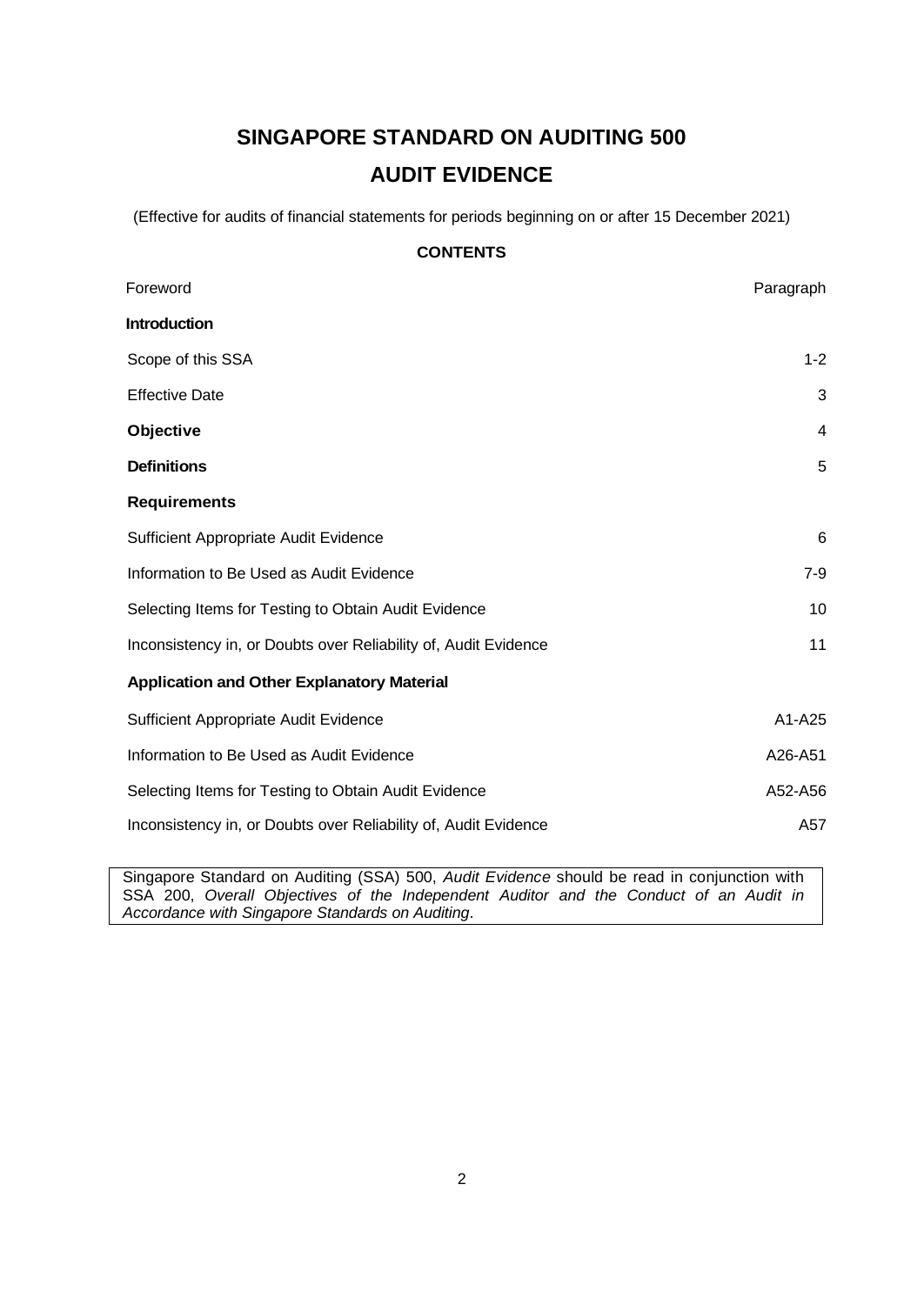# SINGAPORE STANDARD ON AUDITING 500

# AUDIT EVIDENCE

(Effective for audits of financial statements for periods beginning on or after 15 December 2021)

**CONTENTS**

| | Paragraph |
|---|---|
| Foreword | |
| **Introduction** | |
| Scope of this SSA | 1-2 |
| Effective Date | 3 |
| **Objective** | 4 |
| **Definitions** | 5 |
| **Requirements** | |
| Sufficient Appropriate Audit Evidence | 6 |
| Information to Be Used as Audit Evidence | 7-9 |
| Selecting Items for Testing to Obtain Audit Evidence | 10 |
| Inconsistency in, or Doubts over Reliability of, Audit Evidence | 11 |
| **Application and Other Explanatory Material** | |
| Sufficient Appropriate Audit Evidence | A1-A25 |
| Information to Be Used as Audit Evidence | A26-A51 |
| Selecting Items for Testing to Obtain Audit Evidence | A52-A56 |
| Inconsistency in, or Doubts over Reliability of, Audit Evidence | A57 |

Singapore Standard on Auditing (SSA) 500, *Audit Evidence* should be read in conjunction with SSA 200, *Overall Objectives of the Independent Auditor and the Conduct of an Audit in Accordance with Singapore Standards on Auditing*.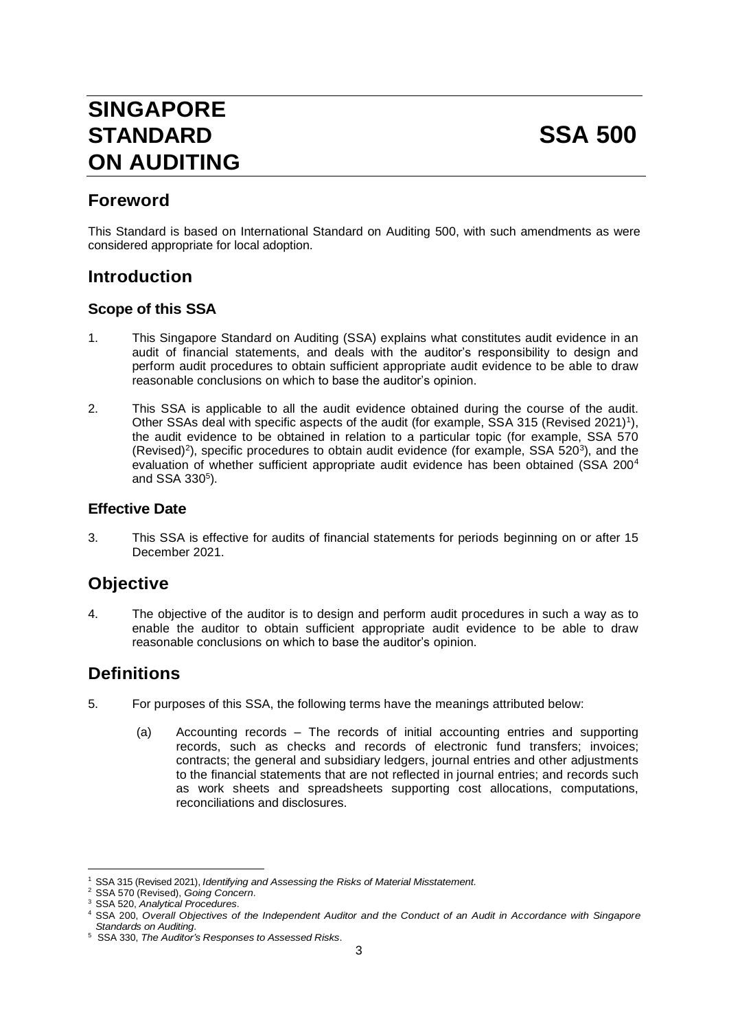# SINGAPORE STANDARD ON AUDITING — SSA 500

## Foreword

This Standard is based on International Standard on Auditing 500, with such amendments as were considered appropriate for local adoption.

## Introduction

### Scope of this SSA

1. This Singapore Standard on Auditing (SSA) explains what constitutes audit evidence in an audit of financial statements, and deals with the auditor's responsibility to design and perform audit procedures to obtain sufficient appropriate audit evidence to be able to draw reasonable conclusions on which to base the auditor's opinion.

2. This SSA is applicable to all the audit evidence obtained during the course of the audit. Other SSAs deal with specific aspects of the audit (for example, SSA 315 (Revised 2021)[1]), the audit evidence to be obtained in relation to a particular topic (for example, SSA 570 (Revised)[2]), specific procedures to obtain audit evidence (for example, SSA 520[3]), and the evaluation of whether sufficient appropriate audit evidence has been obtained (SSA 200[4] and SSA 330[5]).

### Effective Date

3. This SSA is effective for audits of financial statements for periods beginning on or after 15 December 2021.

## Objective

4. The objective of the auditor is to design and perform audit procedures in such a way as to enable the auditor to obtain sufficient appropriate audit evidence to be able to draw reasonable conclusions on which to base the auditor's opinion.

## Definitions

5. For purposes of this SSA, the following terms have the meanings attributed below:

   (a) Accounting records – The records of initial accounting entries and supporting records, such as checks and records of electronic fund transfers; invoices; contracts; the general and subsidiary ledgers, journal entries and other adjustments to the financial statements that are not reflected in journal entries; and records such as work sheets and spreadsheets supporting cost allocations, computations, reconciliations and disclosures.

---

[1] SSA 315 (Revised 2021), *Identifying and Assessing the Risks of Material Misstatement.*
[2] SSA 570 (Revised), *Going Concern.*
[3] SSA 520, *Analytical Procedures.*
[4] SSA 200, *Overall Objectives of the Independent Auditor and the Conduct of an Audit in Accordance with Singapore Standards on Auditing.*
[5] SSA 330, *The Auditor's Responses to Assessed Risks.*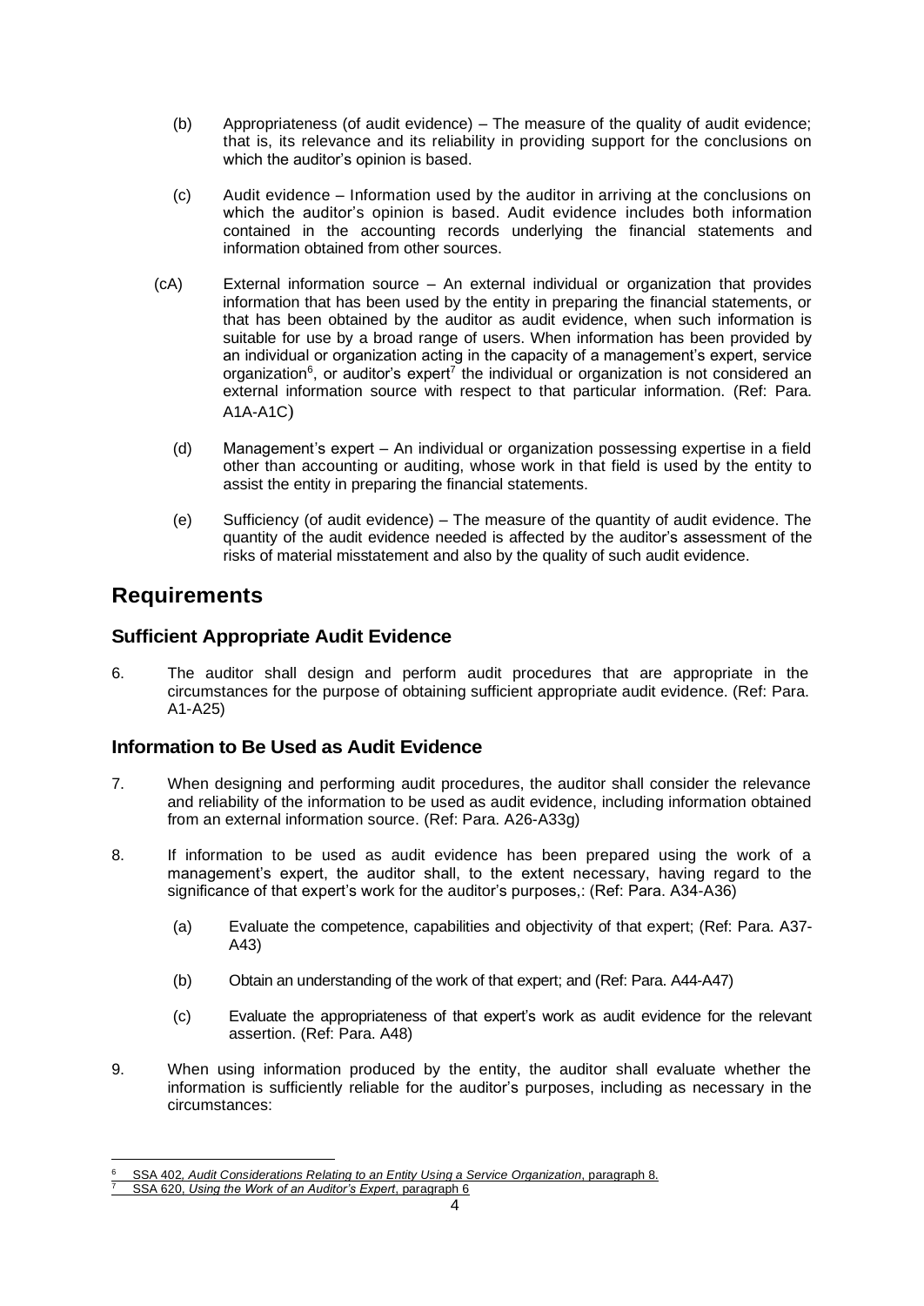(b) Appropriateness (of audit evidence) – The measure of the quality of audit evidence; that is, its relevance and its reliability in providing support for the conclusions on which the auditor's opinion is based.

(c) Audit evidence – Information used by the auditor in arriving at the conclusions on which the auditor's opinion is based. Audit evidence includes both information contained in the accounting records underlying the financial statements and information obtained from other sources.

(cA) External information source – An external individual or organization that provides information that has been used by the entity in preparing the financial statements, or that has been obtained by the auditor as audit evidence, when such information is suitable for use by a broad range of users. When information has been provided by an individual or organization acting in the capacity of a management's expert, service organization[6], or auditor's expert[7] the individual or organization is not considered an external information source with respect to that particular information. (Ref: Para. A1A-A1C)

(d) Management's expert – An individual or organization possessing expertise in a field other than accounting or auditing, whose work in that field is used by the entity to assist the entity in preparing the financial statements.

(e) Sufficiency (of audit evidence) – The measure of the quantity of audit evidence. The quantity of the audit evidence needed is affected by the auditor's assessment of the risks of material misstatement and also by the quality of such audit evidence.

## Requirements

### Sufficient Appropriate Audit Evidence

6. The auditor shall design and perform audit procedures that are appropriate in the circumstances for the purpose of obtaining sufficient appropriate audit evidence. (Ref: Para. A1-A25)

### Information to Be Used as Audit Evidence

7. When designing and performing audit procedures, the auditor shall consider the relevance and reliability of the information to be used as audit evidence, including information obtained from an external information source. (Ref: Para. A26-A33g)

8. If information to be used as audit evidence has been prepared using the work of a management's expert, the auditor shall, to the extent necessary, having regard to the significance of that expert's work for the auditor's purposes,: (Ref: Para. A34-A36)

   (a) Evaluate the competence, capabilities and objectivity of that expert; (Ref: Para. A37-A43)

   (b) Obtain an understanding of the work of that expert; and (Ref: Para. A44-A47)

   (c) Evaluate the appropriateness of that expert's work as audit evidence for the relevant assertion. (Ref: Para. A48)

9. When using information produced by the entity, the auditor shall evaluate whether the information is sufficiently reliable for the auditor's purposes, including as necessary in the circumstances:

---

[6] SSA 402, *Audit Considerations Relating to an Entity Using a Service Organization*, paragraph 8.

[7] SSA 620, *Using the Work of an Auditor's Expert*, paragraph 6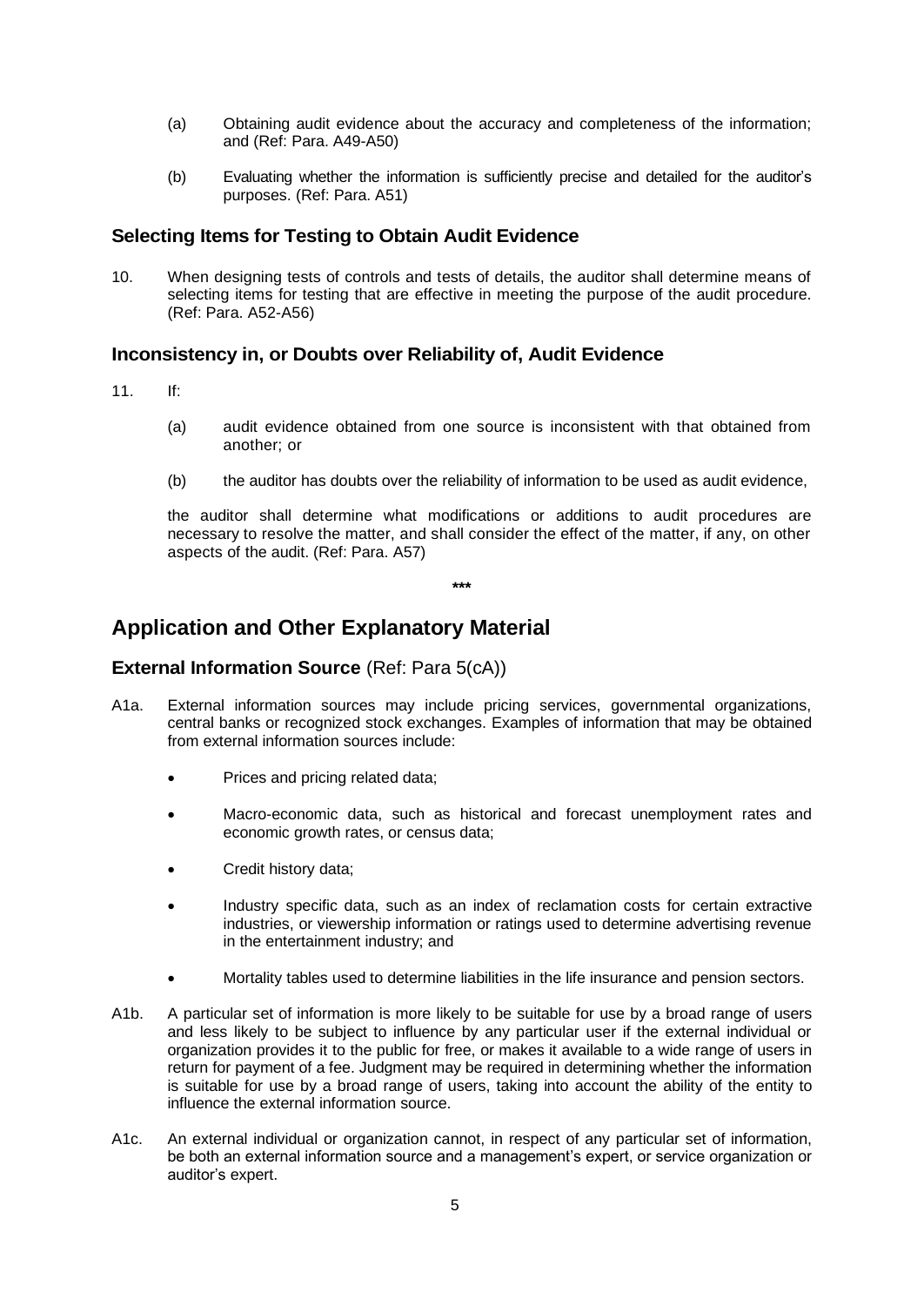(a) Obtaining audit evidence about the accuracy and completeness of the information; and (Ref: Para. A49-A50)

(b) Evaluating whether the information is sufficiently precise and detailed for the auditor's purposes. (Ref: Para. A51)

### Selecting Items for Testing to Obtain Audit Evidence

10. When designing tests of controls and tests of details, the auditor shall determine means of selecting items for testing that are effective in meeting the purpose of the audit procedure. (Ref: Para. A52-A56)

### Inconsistency in, or Doubts over Reliability of, Audit Evidence

11. If:

    (a) audit evidence obtained from one source is inconsistent with that obtained from another; or

    (b) the auditor has doubts over the reliability of information to be used as audit evidence,

    the auditor shall determine what modifications or additions to audit procedures are necessary to resolve the matter, and shall consider the effect of the matter, if any, on other aspects of the audit. (Ref: Para. A57)

\*\*\*

## Application and Other Explanatory Material

### External Information Source (Ref: Para 5(cA))

A1a. External information sources may include pricing services, governmental organizations, central banks or recognized stock exchanges. Examples of information that may be obtained from external information sources include:

- Prices and pricing related data;
- Macro-economic data, such as historical and forecast unemployment rates and economic growth rates, or census data;
- Credit history data;
- Industry specific data, such as an index of reclamation costs for certain extractive industries, or viewership information or ratings used to determine advertising revenue in the entertainment industry; and
- Mortality tables used to determine liabilities in the life insurance and pension sectors.

A1b. A particular set of information is more likely to be suitable for use by a broad range of users and less likely to be subject to influence by any particular user if the external individual or organization provides it to the public for free, or makes it available to a wide range of users in return for payment of a fee. Judgment may be required in determining whether the information is suitable for use by a broad range of users, taking into account the ability of the entity to influence the external information source.

A1c. An external individual or organization cannot, in respect of any particular set of information, be both an external information source and a management's expert, or service organization or auditor's expert.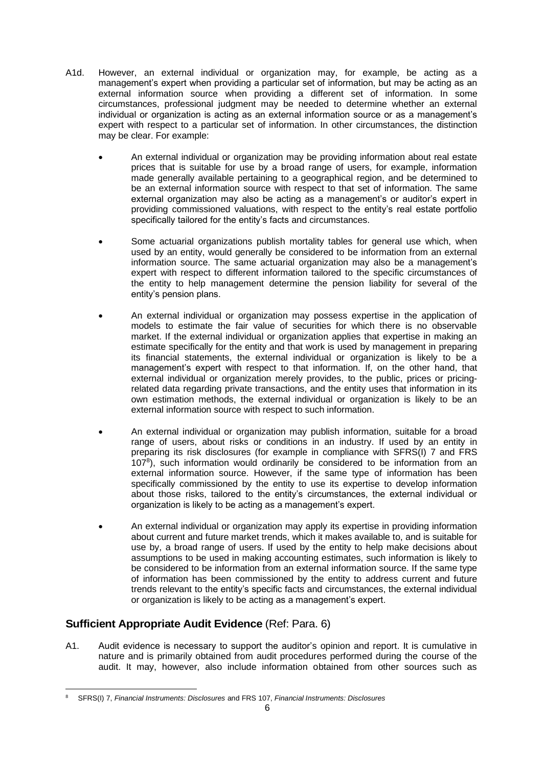A1d. However, an external individual or organization may, for example, be acting as a management's expert when providing a particular set of information, but may be acting as an external information source when providing a different set of information. In some circumstances, professional judgment may be needed to determine whether an external individual or organization is acting as an external information source or as a management's expert with respect to a particular set of information. In other circumstances, the distinction may be clear. For example:

- An external individual or organization may be providing information about real estate prices that is suitable for use by a broad range of users, for example, information made generally available pertaining to a geographical region, and be determined to be an external information source with respect to that set of information. The same external organization may also be acting as a management's or auditor's expert in providing commissioned valuations, with respect to the entity's real estate portfolio specifically tailored for the entity's facts and circumstances.

- Some actuarial organizations publish mortality tables for general use which, when used by an entity, would generally be considered to be information from an external information source. The same actuarial organization may also be a management's expert with respect to different information tailored to the specific circumstances of the entity to help management determine the pension liability for several of the entity's pension plans.

- An external individual or organization may possess expertise in the application of models to estimate the fair value of securities for which there is no observable market. If the external individual or organization applies that expertise in making an estimate specifically for the entity and that work is used by management in preparing its financial statements, the external individual or organization is likely to be a management's expert with respect to that information. If, on the other hand, that external individual or organization merely provides, to the public, prices or pricing-related data regarding private transactions, and the entity uses that information in its own estimation methods, the external individual or organization is likely to be an external information source with respect to such information.

- An external individual or organization may publish information, suitable for a broad range of users, about risks or conditions in an industry. If used by an entity in preparing its risk disclosures (for example in compliance with SFRS(I) 7 and FRS 107[8]), such information would ordinarily be considered to be information from an external information source. However, if the same type of information has been specifically commissioned by the entity to use its expertise to develop information about those risks, tailored to the entity's circumstances, the external individual or organization is likely to be acting as a management's expert.

- An external individual or organization may apply its expertise in providing information about current and future market trends, which it makes available to, and is suitable for use by, a broad range of users. If used by the entity to help make decisions about assumptions to be used in making accounting estimates, such information is likely to be considered to be information from an external information source. If the same type of information has been commissioned by the entity to address current and future trends relevant to the entity's specific facts and circumstances, the external individual or organization is likely to be acting as a management's expert.

## **Sufficient Appropriate Audit Evidence** (Ref: Para. 6)

A1. Audit evidence is necessary to support the auditor's opinion and report. It is cumulative in nature and is primarily obtained from audit procedures performed during the course of the audit. It may, however, also include information obtained from other sources such as

---

[8] SFRS(I) 7, *Financial Instruments: Disclosures* and FRS 107, *Financial Instruments: Disclosures*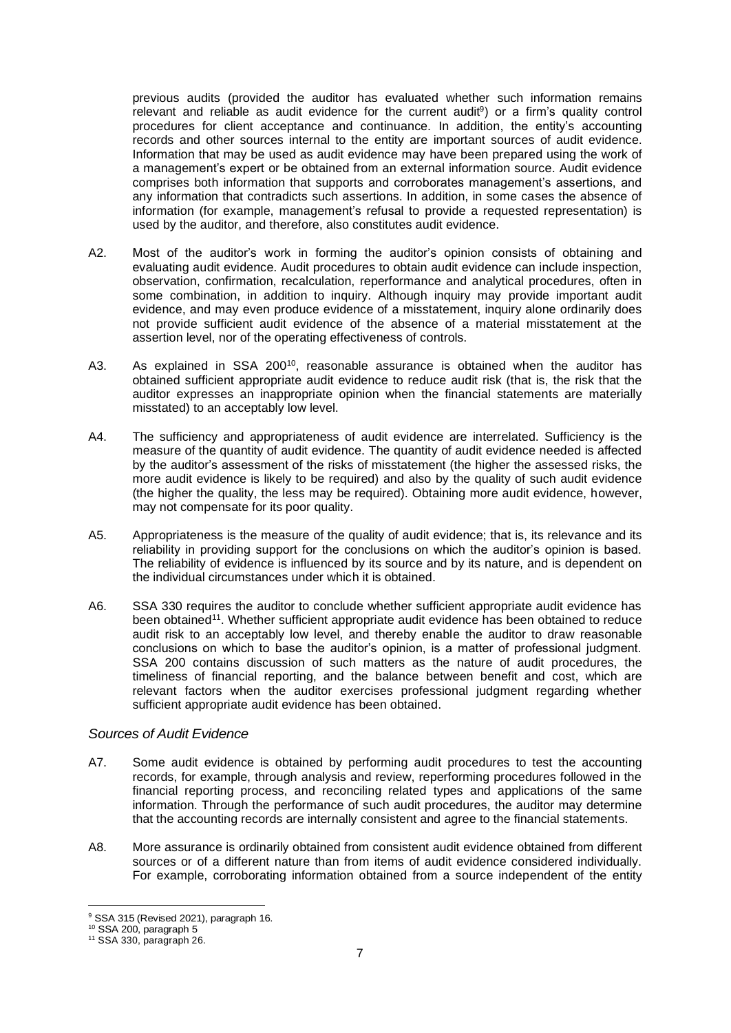previous audits (provided the auditor has evaluated whether such information remains relevant and reliable as audit evidence for the current audit[9]) or a firm's quality control procedures for client acceptance and continuance. In addition, the entity's accounting records and other sources internal to the entity are important sources of audit evidence. Information that may be used as audit evidence may have been prepared using the work of a management's expert or be obtained from an external information source. Audit evidence comprises both information that supports and corroborates management's assertions, and any information that contradicts such assertions. In addition, in some cases the absence of information (for example, management's refusal to provide a requested representation) is used by the auditor, and therefore, also constitutes audit evidence.

A2. Most of the auditor's work in forming the auditor's opinion consists of obtaining and evaluating audit evidence. Audit procedures to obtain audit evidence can include inspection, observation, confirmation, recalculation, reperformance and analytical procedures, often in some combination, in addition to inquiry. Although inquiry may provide important audit evidence, and may even produce evidence of a misstatement, inquiry alone ordinarily does not provide sufficient audit evidence of the absence of a material misstatement at the assertion level, nor of the operating effectiveness of controls.

A3. As explained in SSA 200[10], reasonable assurance is obtained when the auditor has obtained sufficient appropriate audit evidence to reduce audit risk (that is, the risk that the auditor expresses an inappropriate opinion when the financial statements are materially misstated) to an acceptably low level.

A4. The sufficiency and appropriateness of audit evidence are interrelated. Sufficiency is the measure of the quantity of audit evidence. The quantity of audit evidence needed is affected by the auditor's assessment of the risks of misstatement (the higher the assessed risks, the more audit evidence is likely to be required) and also by the quality of such audit evidence (the higher the quality, the less may be required). Obtaining more audit evidence, however, may not compensate for its poor quality.

A5. Appropriateness is the measure of the quality of audit evidence; that is, its relevance and its reliability in providing support for the conclusions on which the auditor's opinion is based. The reliability of evidence is influenced by its source and by its nature, and is dependent on the individual circumstances under which it is obtained.

A6. SSA 330 requires the auditor to conclude whether sufficient appropriate audit evidence has been obtained[11]. Whether sufficient appropriate audit evidence has been obtained to reduce audit risk to an acceptably low level, and thereby enable the auditor to draw reasonable conclusions on which to base the auditor's opinion, is a matter of professional judgment. SSA 200 contains discussion of such matters as the nature of audit procedures, the timeliness of financial reporting, and the balance between benefit and cost, which are relevant factors when the auditor exercises professional judgment regarding whether sufficient appropriate audit evidence has been obtained.

*Sources of Audit Evidence*

A7. Some audit evidence is obtained by performing audit procedures to test the accounting records, for example, through analysis and review, reperforming procedures followed in the financial reporting process, and reconciling related types and applications of the same information. Through the performance of such audit procedures, the auditor may determine that the accounting records are internally consistent and agree to the financial statements.

A8. More assurance is ordinarily obtained from consistent audit evidence obtained from different sources or of a different nature than from items of audit evidence considered individually. For example, corroborating information obtained from a source independent of the entity

---

[9] SSA 315 (Revised 2021), paragraph 16.

[10] SSA 200, paragraph 5

[11] SSA 330, paragraph 26.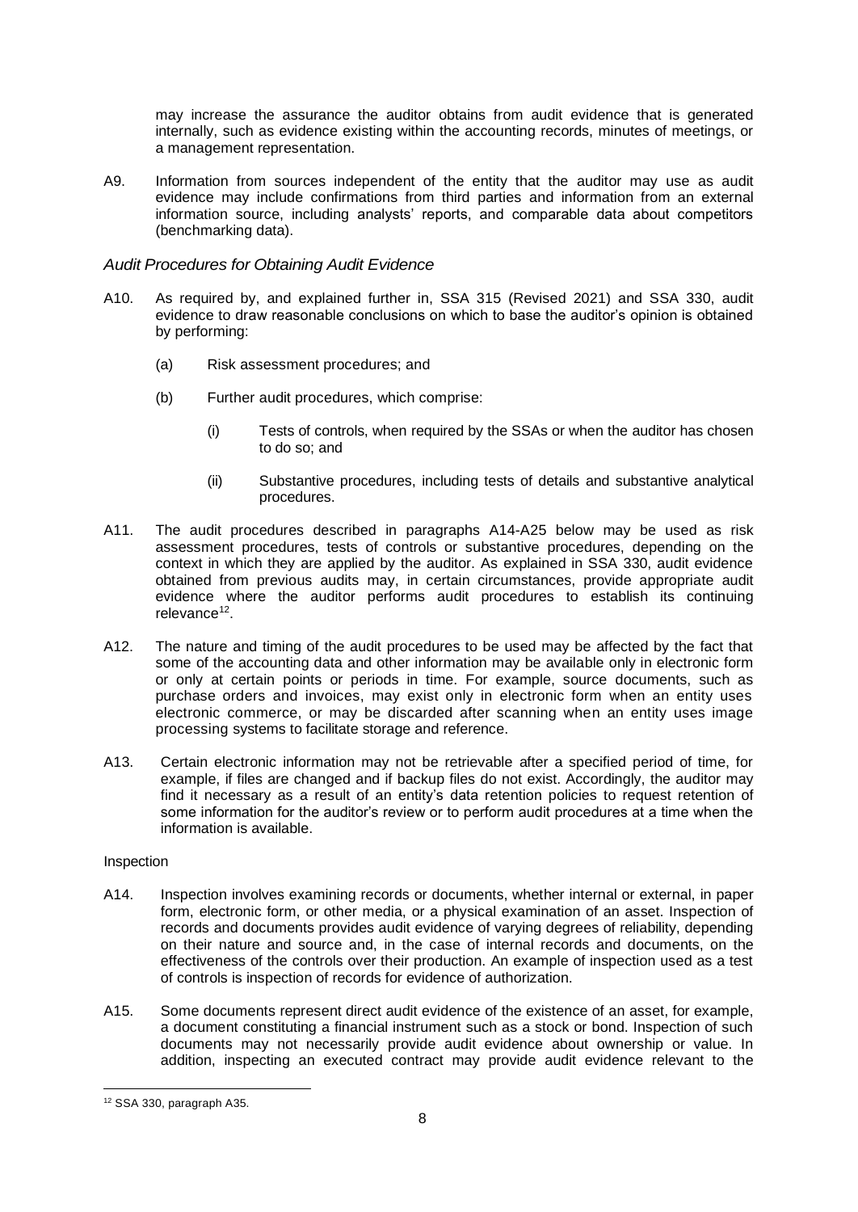may increase the assurance the auditor obtains from audit evidence that is generated internally, such as evidence existing within the accounting records, minutes of meetings, or a management representation.

A9. Information from sources independent of the entity that the auditor may use as audit evidence may include confirmations from third parties and information from an external information source, including analysts' reports, and comparable data about competitors (benchmarking data).

### *Audit Procedures for Obtaining Audit Evidence*

A10. As required by, and explained further in, SSA 315 (Revised 2021) and SSA 330, audit evidence to draw reasonable conclusions on which to base the auditor's opinion is obtained by performing:

- (a) Risk assessment procedures; and
- (b) Further audit procedures, which comprise:
  - (i) Tests of controls, when required by the SSAs or when the auditor has chosen to do so; and
  - (ii) Substantive procedures, including tests of details and substantive analytical procedures.

A11. The audit procedures described in paragraphs A14-A25 below may be used as risk assessment procedures, tests of controls or substantive procedures, depending on the context in which they are applied by the auditor. As explained in SSA 330, audit evidence obtained from previous audits may, in certain circumstances, provide appropriate audit evidence where the auditor performs audit procedures to establish its continuing relevance[12].

A12. The nature and timing of the audit procedures to be used may be affected by the fact that some of the accounting data and other information may be available only in electronic form or only at certain points or periods in time. For example, source documents, such as purchase orders and invoices, may exist only in electronic form when an entity uses electronic commerce, or may be discarded after scanning when an entity uses image processing systems to facilitate storage and reference.

A13. Certain electronic information may not be retrievable after a specified period of time, for example, if files are changed and if backup files do not exist. Accordingly, the auditor may find it necessary as a result of an entity's data retention policies to request retention of some information for the auditor's review or to perform audit procedures at a time when the information is available.

Inspection

A14. Inspection involves examining records or documents, whether internal or external, in paper form, electronic form, or other media, or a physical examination of an asset. Inspection of records and documents provides audit evidence of varying degrees of reliability, depending on their nature and source and, in the case of internal records and documents, on the effectiveness of the controls over their production. An example of inspection used as a test of controls is inspection of records for evidence of authorization.

A15. Some documents represent direct audit evidence of the existence of an asset, for example, a document constituting a financial instrument such as a stock or bond. Inspection of such documents may not necessarily provide audit evidence about ownership or value. In addition, inspecting an executed contract may provide audit evidence relevant to the

[12] SSA 330, paragraph A35.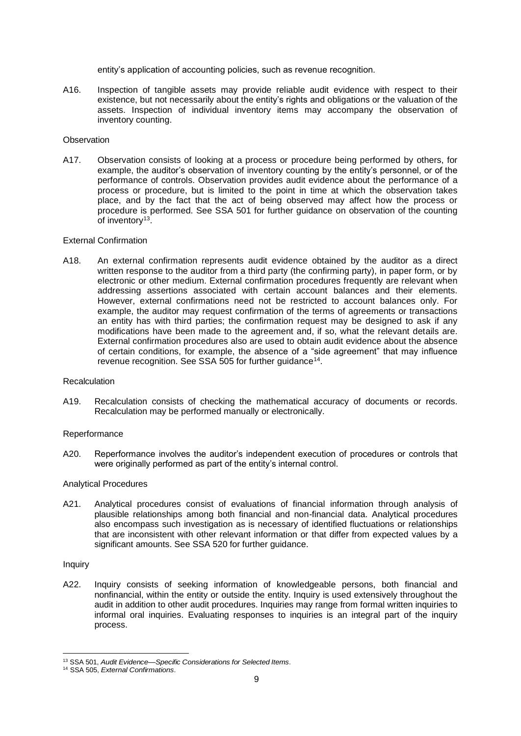entity's application of accounting policies, such as revenue recognition.

A16. Inspection of tangible assets may provide reliable audit evidence with respect to their existence, but not necessarily about the entity's rights and obligations or the valuation of the assets. Inspection of individual inventory items may accompany the observation of inventory counting.

Observation

A17. Observation consists of looking at a process or procedure being performed by others, for example, the auditor's observation of inventory counting by the entity's personnel, or of the performance of controls. Observation provides audit evidence about the performance of a process or procedure, but is limited to the point in time at which the observation takes place, and by the fact that the act of being observed may affect how the process or procedure is performed. See SSA 501 for further guidance on observation of the counting of inventory[13].

External Confirmation

A18. An external confirmation represents audit evidence obtained by the auditor as a direct written response to the auditor from a third party (the confirming party), in paper form, or by electronic or other medium. External confirmation procedures frequently are relevant when addressing assertions associated with certain account balances and their elements. However, external confirmations need not be restricted to account balances only. For example, the auditor may request confirmation of the terms of agreements or transactions an entity has with third parties; the confirmation request may be designed to ask if any modifications have been made to the agreement and, if so, what the relevant details are. External confirmation procedures also are used to obtain audit evidence about the absence of certain conditions, for example, the absence of a "side agreement" that may influence revenue recognition. See SSA 505 for further guidance[14].

Recalculation

A19. Recalculation consists of checking the mathematical accuracy of documents or records. Recalculation may be performed manually or electronically.

Reperformance

A20. Reperformance involves the auditor's independent execution of procedures or controls that were originally performed as part of the entity's internal control.

Analytical Procedures

A21. Analytical procedures consist of evaluations of financial information through analysis of plausible relationships among both financial and non-financial data. Analytical procedures also encompass such investigation as is necessary of identified fluctuations or relationships that are inconsistent with other relevant information or that differ from expected values by a significant amounts. See SSA 520 for further guidance.

Inquiry

A22. Inquiry consists of seeking information of knowledgeable persons, both financial and nonfinancial, within the entity or outside the entity. Inquiry is used extensively throughout the audit in addition to other audit procedures. Inquiries may range from formal written inquiries to informal oral inquiries. Evaluating responses to inquiries is an integral part of the inquiry process.

---

[13] SSA 501, *Audit Evidence—Specific Considerations for Selected Items*.

[14] SSA 505, *External Confirmations*.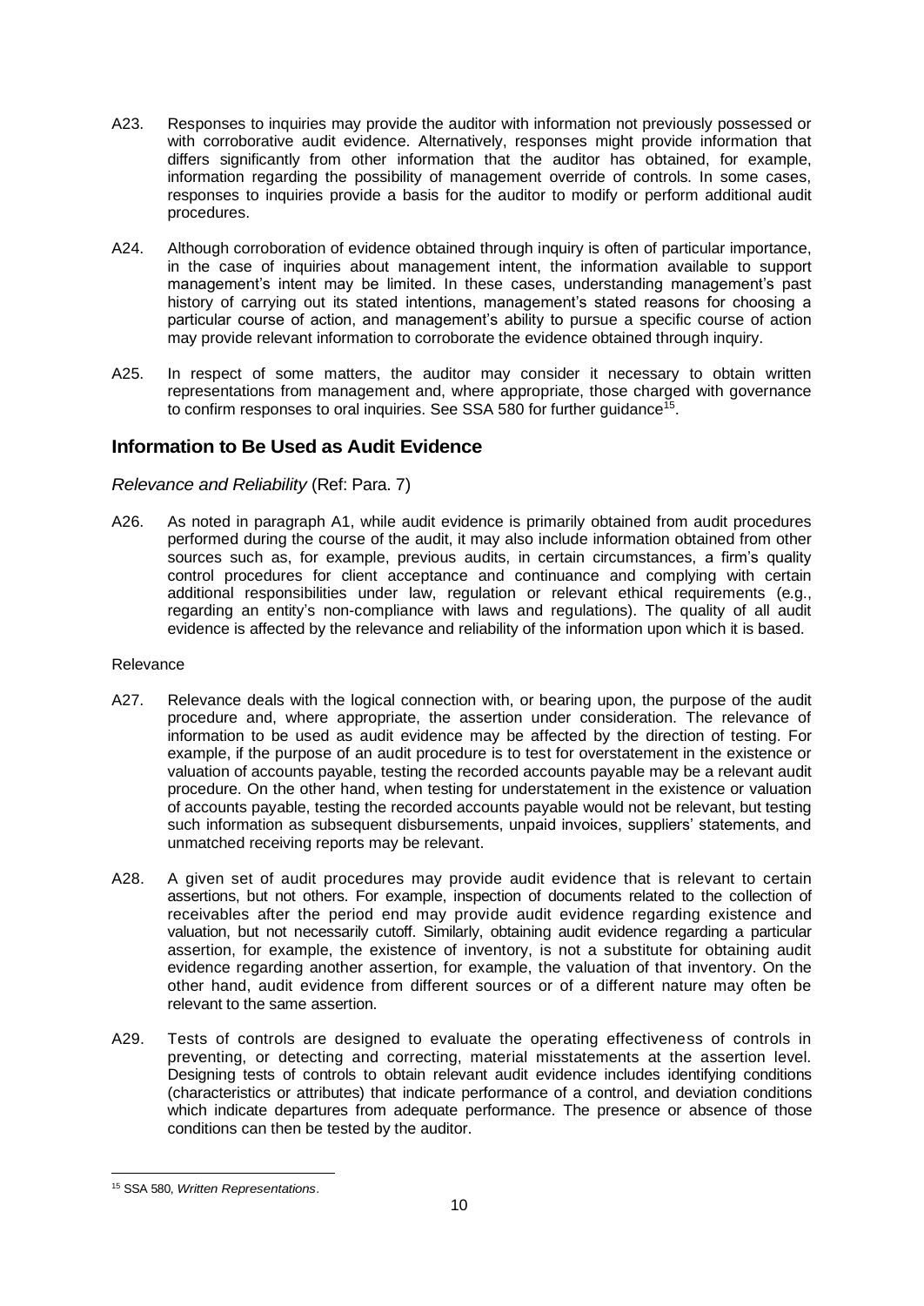A23. Responses to inquiries may provide the auditor with information not previously possessed or with corroborative audit evidence. Alternatively, responses might provide information that differs significantly from other information that the auditor has obtained, for example, information regarding the possibility of management override of controls. In some cases, responses to inquiries provide a basis for the auditor to modify or perform additional audit procedures.

A24. Although corroboration of evidence obtained through inquiry is often of particular importance, in the case of inquiries about management intent, the information available to support management's intent may be limited. In these cases, understanding management's past history of carrying out its stated intentions, management's stated reasons for choosing a particular course of action, and management's ability to pursue a specific course of action may provide relevant information to corroborate the evidence obtained through inquiry.

A25. In respect of some matters, the auditor may consider it necessary to obtain written representations from management and, where appropriate, those charged with governance to confirm responses to oral inquiries. See SSA 580 for further guidance[15].

## Information to Be Used as Audit Evidence

*Relevance and Reliability* (Ref: Para. 7)

A26. As noted in paragraph A1, while audit evidence is primarily obtained from audit procedures performed during the course of the audit, it may also include information obtained from other sources such as, for example, previous audits, in certain circumstances, a firm's quality control procedures for client acceptance and continuance and complying with certain additional responsibilities under law, regulation or relevant ethical requirements (e.g., regarding an entity's non-compliance with laws and regulations). The quality of all audit evidence is affected by the relevance and reliability of the information upon which it is based.

Relevance

A27. Relevance deals with the logical connection with, or bearing upon, the purpose of the audit procedure and, where appropriate, the assertion under consideration. The relevance of information to be used as audit evidence may be affected by the direction of testing. For example, if the purpose of an audit procedure is to test for overstatement in the existence or valuation of accounts payable, testing the recorded accounts payable may be a relevant audit procedure. On the other hand, when testing for understatement in the existence or valuation of accounts payable, testing the recorded accounts payable would not be relevant, but testing such information as subsequent disbursements, unpaid invoices, suppliers' statements, and unmatched receiving reports may be relevant.

A28. A given set of audit procedures may provide audit evidence that is relevant to certain assertions, but not others. For example, inspection of documents related to the collection of receivables after the period end may provide audit evidence regarding existence and valuation, but not necessarily cutoff. Similarly, obtaining audit evidence regarding a particular assertion, for example, the existence of inventory, is not a substitute for obtaining audit evidence regarding another assertion, for example, the valuation of that inventory. On the other hand, audit evidence from different sources or of a different nature may often be relevant to the same assertion.

A29. Tests of controls are designed to evaluate the operating effectiveness of controls in preventing, or detecting and correcting, material misstatements at the assertion level. Designing tests of controls to obtain relevant audit evidence includes identifying conditions (characteristics or attributes) that indicate performance of a control, and deviation conditions which indicate departures from adequate performance. The presence or absence of those conditions can then be tested by the auditor.

[15] SSA 580, *Written Representations*.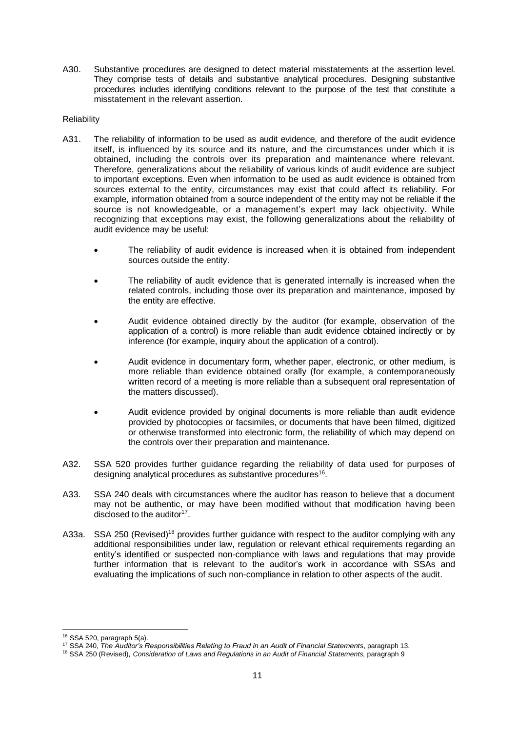A30. Substantive procedures are designed to detect material misstatements at the assertion level. They comprise tests of details and substantive analytical procedures. Designing substantive procedures includes identifying conditions relevant to the purpose of the test that constitute a misstatement in the relevant assertion.

Reliability

A31. The reliability of information to be used as audit evidence, and therefore of the audit evidence itself, is influenced by its source and its nature, and the circumstances under which it is obtained, including the controls over its preparation and maintenance where relevant. Therefore, generalizations about the reliability of various kinds of audit evidence are subject to important exceptions. Even when information to be used as audit evidence is obtained from sources external to the entity, circumstances may exist that could affect its reliability. For example, information obtained from a source independent of the entity may not be reliable if the source is not knowledgeable, or a management's expert may lack objectivity. While recognizing that exceptions may exist, the following generalizations about the reliability of audit evidence may be useful:

- The reliability of audit evidence is increased when it is obtained from independent sources outside the entity.
- The reliability of audit evidence that is generated internally is increased when the related controls, including those over its preparation and maintenance, imposed by the entity are effective.
- Audit evidence obtained directly by the auditor (for example, observation of the application of a control) is more reliable than audit evidence obtained indirectly or by inference (for example, inquiry about the application of a control).
- Audit evidence in documentary form, whether paper, electronic, or other medium, is more reliable than evidence obtained orally (for example, a contemporaneously written record of a meeting is more reliable than a subsequent oral representation of the matters discussed).
- Audit evidence provided by original documents is more reliable than audit evidence provided by photocopies or facsimiles, or documents that have been filmed, digitized or otherwise transformed into electronic form, the reliability of which may depend on the controls over their preparation and maintenance.

A32. SSA 520 provides further guidance regarding the reliability of data used for purposes of designing analytical procedures as substantive procedures[16].

A33. SSA 240 deals with circumstances where the auditor has reason to believe that a document may not be authentic, or may have been modified without that modification having been disclosed to the auditor[17].

A33a. SSA 250 (Revised)[18] provides further guidance with respect to the auditor complying with any additional responsibilities under law, regulation or relevant ethical requirements regarding an entity's identified or suspected non-compliance with laws and regulations that may provide further information that is relevant to the auditor's work in accordance with SSAs and evaluating the implications of such non-compliance in relation to other aspects of the audit.

---

[16] SSA 520, paragraph 5(a).

[17] SSA 240, *The Auditor's Responsibilities Relating to Fraud in an Audit of Financial Statements*, paragraph 13.

[18] SSA 250 (Revised), *Consideration of Laws and Regulations in an Audit of Financial Statements,* paragraph 9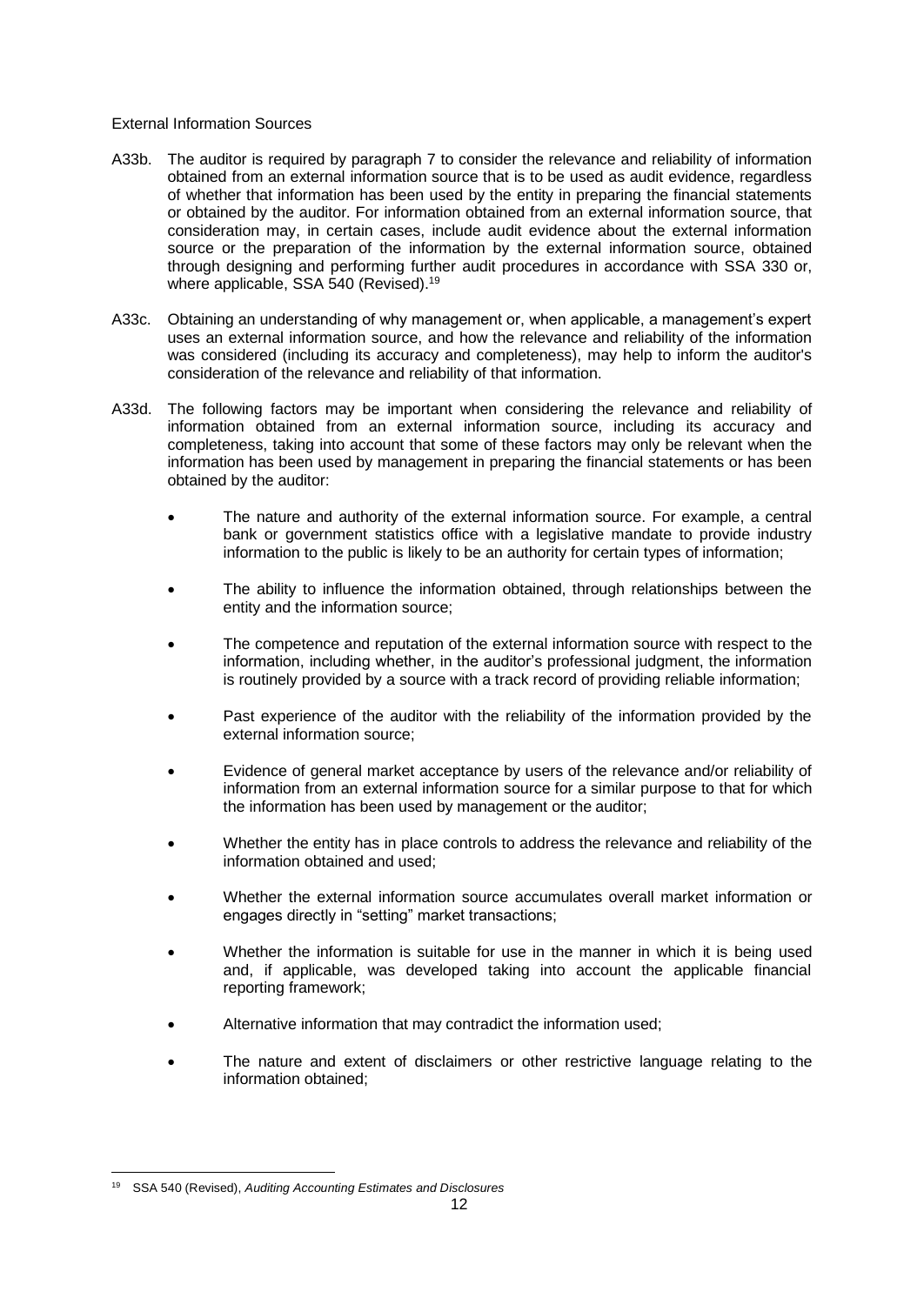External Information Sources

A33b. The auditor is required by paragraph 7 to consider the relevance and reliability of information obtained from an external information source that is to be used as audit evidence, regardless of whether that information has been used by the entity in preparing the financial statements or obtained by the auditor. For information obtained from an external information source, that consideration may, in certain cases, include audit evidence about the external information source or the preparation of the information by the external information source, obtained through designing and performing further audit procedures in accordance with SSA 330 or, where applicable, SSA 540 (Revised).[19]

A33c. Obtaining an understanding of why management or, when applicable, a management's expert uses an external information source, and how the relevance and reliability of the information was considered (including its accuracy and completeness), may help to inform the auditor's consideration of the relevance and reliability of that information.

A33d. The following factors may be important when considering the relevance and reliability of information obtained from an external information source, including its accuracy and completeness, taking into account that some of these factors may only be relevant when the information has been used by management in preparing the financial statements or has been obtained by the auditor:

- The nature and authority of the external information source. For example, a central bank or government statistics office with a legislative mandate to provide industry information to the public is likely to be an authority for certain types of information;
- The ability to influence the information obtained, through relationships between the entity and the information source;
- The competence and reputation of the external information source with respect to the information, including whether, in the auditor's professional judgment, the information is routinely provided by a source with a track record of providing reliable information;
- Past experience of the auditor with the reliability of the information provided by the external information source;
- Evidence of general market acceptance by users of the relevance and/or reliability of information from an external information source for a similar purpose to that for which the information has been used by management or the auditor;
- Whether the entity has in place controls to address the relevance and reliability of the information obtained and used;
- Whether the external information source accumulates overall market information or engages directly in "setting" market transactions;
- Whether the information is suitable for use in the manner in which it is being used and, if applicable, was developed taking into account the applicable financial reporting framework;
- Alternative information that may contradict the information used;
- The nature and extent of disclaimers or other restrictive language relating to the information obtained;

---

[19] SSA 540 (Revised), *Auditing Accounting Estimates and Disclosures*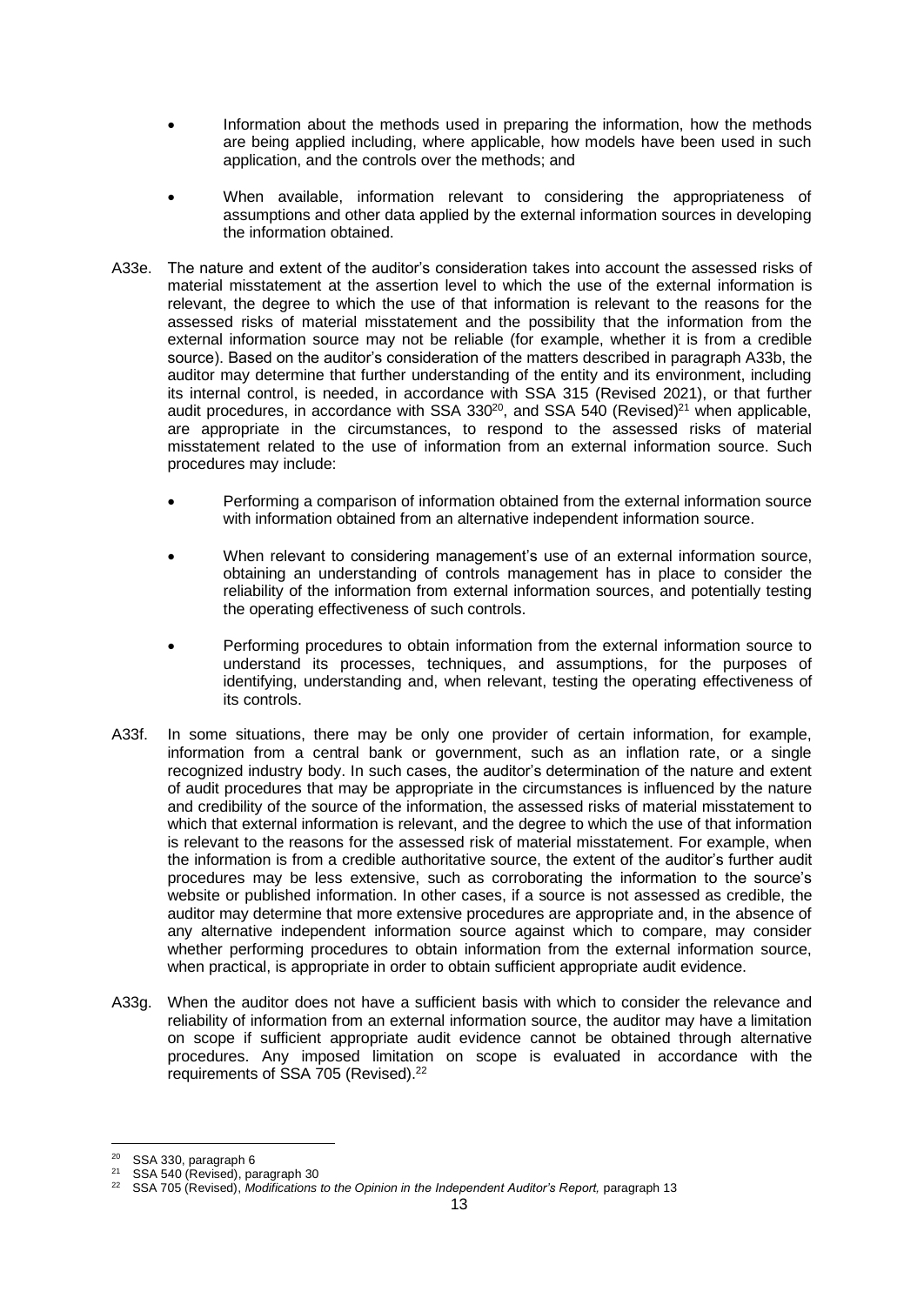- Information about the methods used in preparing the information, how the methods are being applied including, where applicable, how models have been used in such application, and the controls over the methods; and
- When available, information relevant to considering the appropriateness of assumptions and other data applied by the external information sources in developing the information obtained.

A33e. The nature and extent of the auditor's consideration takes into account the assessed risks of material misstatement at the assertion level to which the use of the external information is relevant, the degree to which the use of that information is relevant to the reasons for the assessed risks of material misstatement and the possibility that the information from the external information source may not be reliable (for example, whether it is from a credible source). Based on the auditor's consideration of the matters described in paragraph A33b, the auditor may determine that further understanding of the entity and its environment, including its internal control, is needed, in accordance with SSA 315 (Revised 2021), or that further audit procedures, in accordance with SSA 330[20], and SSA 540 (Revised)[21] when applicable, are appropriate in the circumstances, to respond to the assessed risks of material misstatement related to the use of information from an external information source. Such procedures may include:

- Performing a comparison of information obtained from the external information source with information obtained from an alternative independent information source.
- When relevant to considering management's use of an external information source, obtaining an understanding of controls management has in place to consider the reliability of the information from external information sources, and potentially testing the operating effectiveness of such controls.
- Performing procedures to obtain information from the external information source to understand its processes, techniques, and assumptions, for the purposes of identifying, understanding and, when relevant, testing the operating effectiveness of its controls.

A33f. In some situations, there may be only one provider of certain information, for example, information from a central bank or government, such as an inflation rate, or a single recognized industry body. In such cases, the auditor's determination of the nature and extent of audit procedures that may be appropriate in the circumstances is influenced by the nature and credibility of the source of the information, the assessed risks of material misstatement to which that external information is relevant, and the degree to which the use of that information is relevant to the reasons for the assessed risk of material misstatement. For example, when the information is from a credible authoritative source, the extent of the auditor's further audit procedures may be less extensive, such as corroborating the information to the source's website or published information. In other cases, if a source is not assessed as credible, the auditor may determine that more extensive procedures are appropriate and, in the absence of any alternative independent information source against which to compare, may consider whether performing procedures to obtain information from the external information source, when practical, is appropriate in order to obtain sufficient appropriate audit evidence.

A33g. When the auditor does not have a sufficient basis with which to consider the relevance and reliability of information from an external information source, the auditor may have a limitation on scope if sufficient appropriate audit evidence cannot be obtained through alternative procedures. Any imposed limitation on scope is evaluated in accordance with the requirements of SSA 705 (Revised).[22]

---

[20] SSA 330, paragraph 6

[21] SSA 540 (Revised), paragraph 30

[22] SSA 705 (Revised), *Modifications to the Opinion in the Independent Auditor's Report,* paragraph 13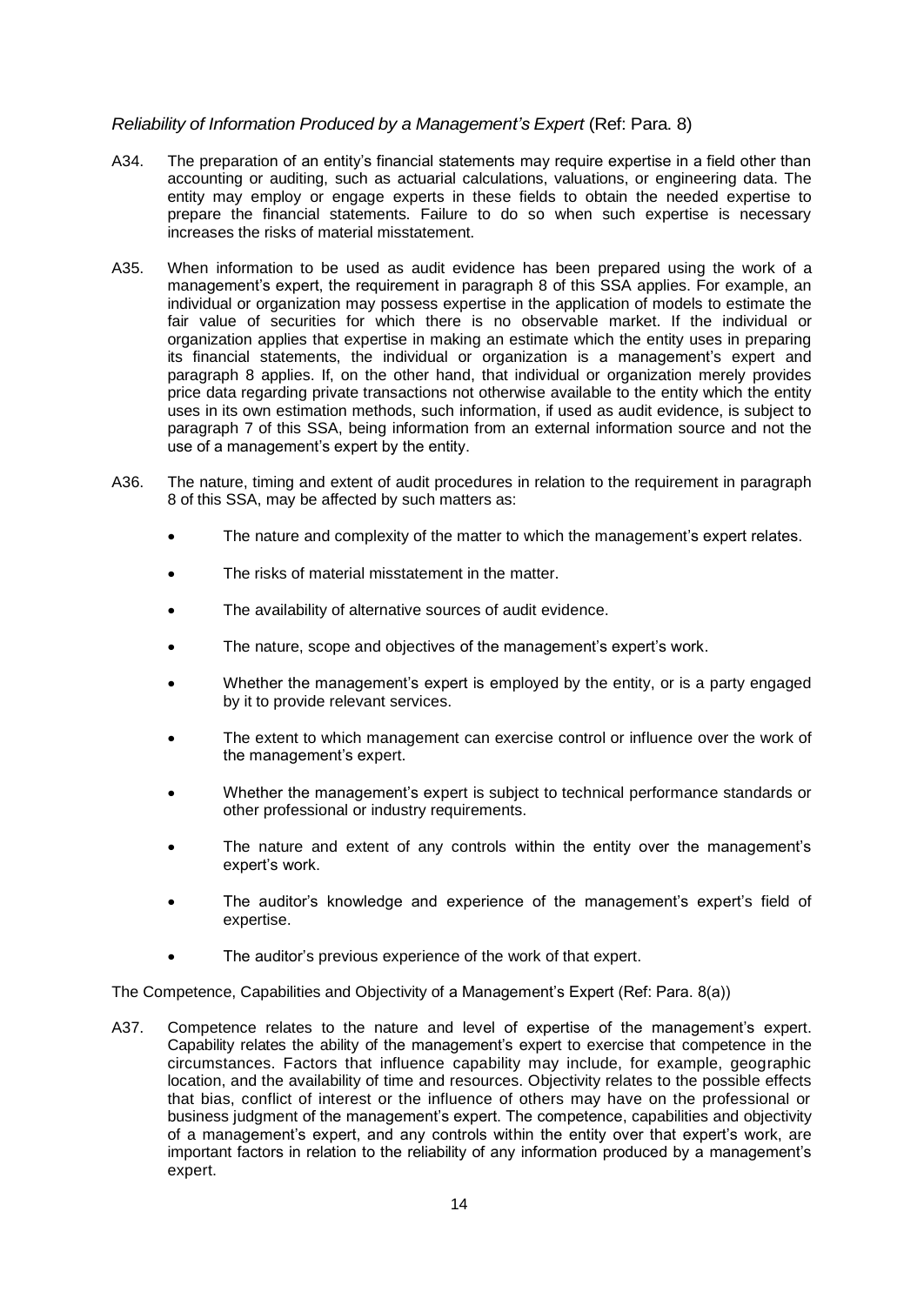*Reliability of Information Produced by a Management's Expert* (Ref: Para. 8)

A34. The preparation of an entity's financial statements may require expertise in a field other than accounting or auditing, such as actuarial calculations, valuations, or engineering data. The entity may employ or engage experts in these fields to obtain the needed expertise to prepare the financial statements. Failure to do so when such expertise is necessary increases the risks of material misstatement.

A35. When information to be used as audit evidence has been prepared using the work of a management's expert, the requirement in paragraph 8 of this SSA applies. For example, an individual or organization may possess expertise in the application of models to estimate the fair value of securities for which there is no observable market. If the individual or organization applies that expertise in making an estimate which the entity uses in preparing its financial statements, the individual or organization is a management's expert and paragraph 8 applies. If, on the other hand, that individual or organization merely provides price data regarding private transactions not otherwise available to the entity which the entity uses in its own estimation methods, such information, if used as audit evidence, is subject to paragraph 7 of this SSA, being information from an external information source and not the use of a management's expert by the entity.

A36. The nature, timing and extent of audit procedures in relation to the requirement in paragraph 8 of this SSA, may be affected by such matters as:

- The nature and complexity of the matter to which the management's expert relates.
- The risks of material misstatement in the matter.
- The availability of alternative sources of audit evidence.
- The nature, scope and objectives of the management's expert's work.
- Whether the management's expert is employed by the entity, or is a party engaged by it to provide relevant services.
- The extent to which management can exercise control or influence over the work of the management's expert.
- Whether the management's expert is subject to technical performance standards or other professional or industry requirements.
- The nature and extent of any controls within the entity over the management's expert's work.
- The auditor's knowledge and experience of the management's expert's field of expertise.
- The auditor's previous experience of the work of that expert.

The Competence, Capabilities and Objectivity of a Management's Expert (Ref: Para. 8(a))

A37. Competence relates to the nature and level of expertise of the management's expert. Capability relates the ability of the management's expert to exercise that competence in the circumstances. Factors that influence capability may include, for example, geographic location, and the availability of time and resources. Objectivity relates to the possible effects that bias, conflict of interest or the influence of others may have on the professional or business judgment of the management's expert. The competence, capabilities and objectivity of a management's expert, and any controls within the entity over that expert's work, are important factors in relation to the reliability of any information produced by a management's expert.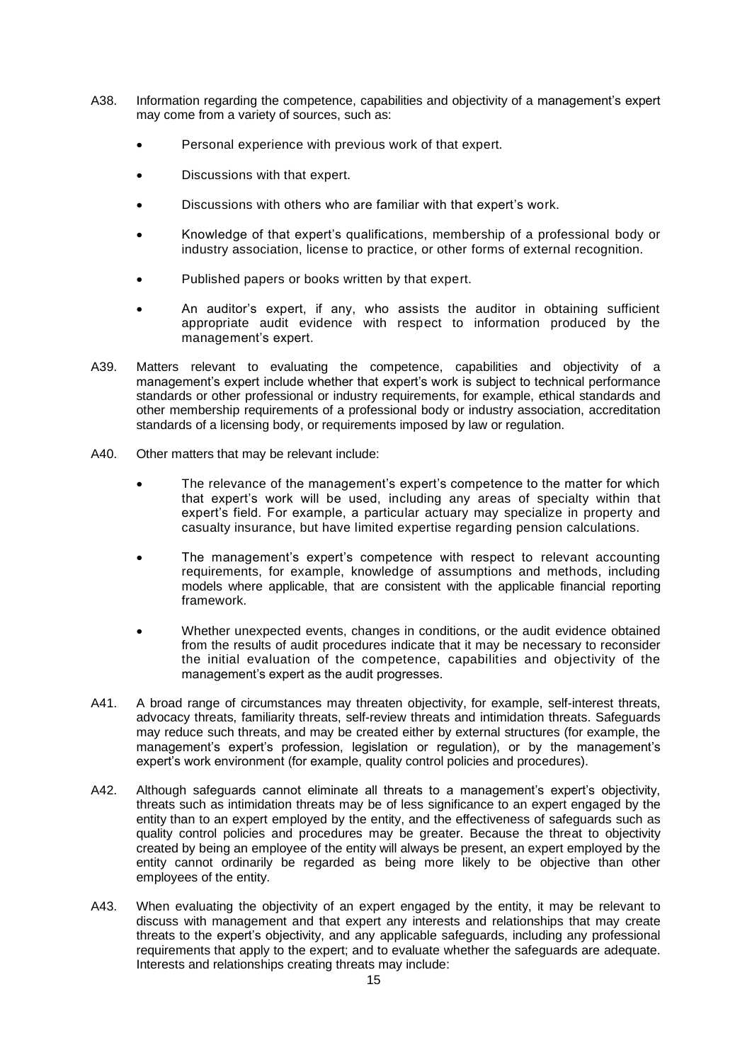A38. Information regarding the competence, capabilities and objectivity of a management's expert may come from a variety of sources, such as:

- Personal experience with previous work of that expert.
- Discussions with that expert.
- Discussions with others who are familiar with that expert's work.
- Knowledge of that expert's qualifications, membership of a professional body or industry association, license to practice, or other forms of external recognition.
- Published papers or books written by that expert.
- An auditor's expert, if any, who assists the auditor in obtaining sufficient appropriate audit evidence with respect to information produced by the management's expert.

A39. Matters relevant to evaluating the competence, capabilities and objectivity of a management's expert include whether that expert's work is subject to technical performance standards or other professional or industry requirements, for example, ethical standards and other membership requirements of a professional body or industry association, accreditation standards of a licensing body, or requirements imposed by law or regulation.

A40. Other matters that may be relevant include:

- The relevance of the management's expert's competence to the matter for which that expert's work will be used, including any areas of specialty within that expert's field. For example, a particular actuary may specialize in property and casualty insurance, but have limited expertise regarding pension calculations.
- The management's expert's competence with respect to relevant accounting requirements, for example, knowledge of assumptions and methods, including models where applicable, that are consistent with the applicable financial reporting framework.
- Whether unexpected events, changes in conditions, or the audit evidence obtained from the results of audit procedures indicate that it may be necessary to reconsider the initial evaluation of the competence, capabilities and objectivity of the management's expert as the audit progresses.

A41. A broad range of circumstances may threaten objectivity, for example, self-interest threats, advocacy threats, familiarity threats, self-review threats and intimidation threats. Safeguards may reduce such threats, and may be created either by external structures (for example, the management's expert's profession, legislation or regulation), or by the management's expert's work environment (for example, quality control policies and procedures).

A42. Although safeguards cannot eliminate all threats to a management's expert's objectivity, threats such as intimidation threats may be of less significance to an expert engaged by the entity than to an expert employed by the entity, and the effectiveness of safeguards such as quality control policies and procedures may be greater. Because the threat to objectivity created by being an employee of the entity will always be present, an expert employed by the entity cannot ordinarily be regarded as being more likely to be objective than other employees of the entity.

A43. When evaluating the objectivity of an expert engaged by the entity, it may be relevant to discuss with management and that expert any interests and relationships that may create threats to the expert's objectivity, and any applicable safeguards, including any professional requirements that apply to the expert; and to evaluate whether the safeguards are adequate. Interests and relationships creating threats may include: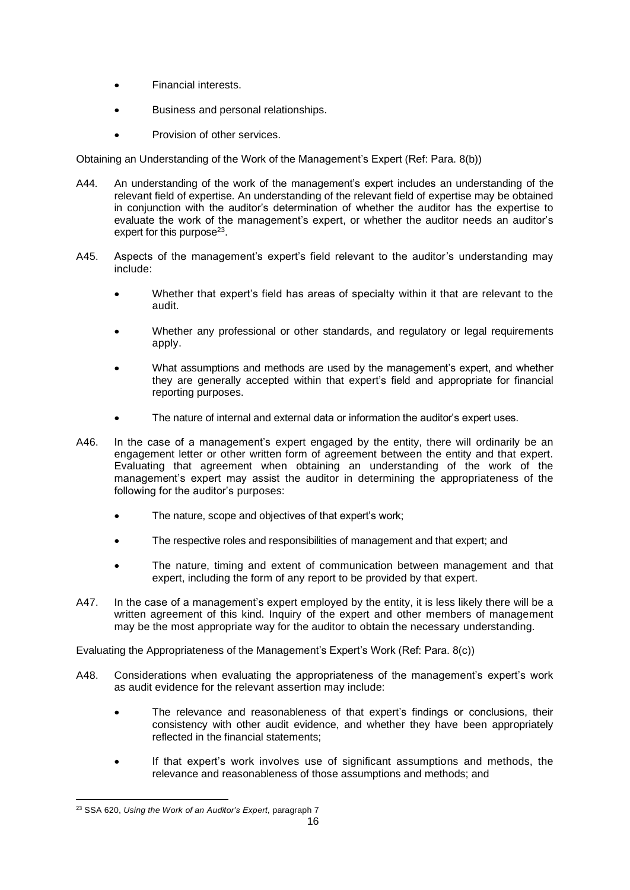- Financial interests.
- Business and personal relationships.
- Provision of other services.

Obtaining an Understanding of the Work of the Management's Expert (Ref: Para. 8(b))

A44. An understanding of the work of the management's expert includes an understanding of the relevant field of expertise. An understanding of the relevant field of expertise may be obtained in conjunction with the auditor's determination of whether the auditor has the expertise to evaluate the work of the management's expert, or whether the auditor needs an auditor's expert for this purpose[23].

A45. Aspects of the management's expert's field relevant to the auditor's understanding may include:

- Whether that expert's field has areas of specialty within it that are relevant to the audit.
- Whether any professional or other standards, and regulatory or legal requirements apply.
- What assumptions and methods are used by the management's expert, and whether they are generally accepted within that expert's field and appropriate for financial reporting purposes.
- The nature of internal and external data or information the auditor's expert uses.

A46. In the case of a management's expert engaged by the entity, there will ordinarily be an engagement letter or other written form of agreement between the entity and that expert. Evaluating that agreement when obtaining an understanding of the work of the management's expert may assist the auditor in determining the appropriateness of the following for the auditor's purposes:

- The nature, scope and objectives of that expert's work;
- The respective roles and responsibilities of management and that expert; and
- The nature, timing and extent of communication between management and that expert, including the form of any report to be provided by that expert.

A47. In the case of a management's expert employed by the entity, it is less likely there will be a written agreement of this kind. Inquiry of the expert and other members of management may be the most appropriate way for the auditor to obtain the necessary understanding.

Evaluating the Appropriateness of the Management's Expert's Work (Ref: Para. 8(c))

A48. Considerations when evaluating the appropriateness of the management's expert's work as audit evidence for the relevant assertion may include:

- The relevance and reasonableness of that expert's findings or conclusions, their consistency with other audit evidence, and whether they have been appropriately reflected in the financial statements;
- If that expert's work involves use of significant assumptions and methods, the relevance and reasonableness of those assumptions and methods; and

[23] SSA 620, *Using the Work of an Auditor's Expert*, paragraph 7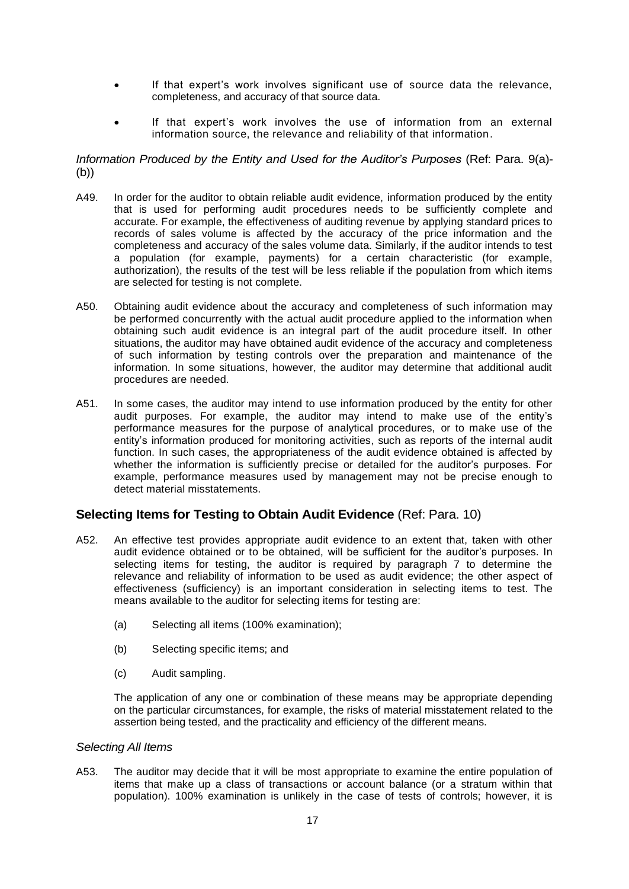- If that expert's work involves significant use of source data the relevance, completeness, and accuracy of that source data.
- If that expert's work involves the use of information from an external information source, the relevance and reliability of that information.

*Information Produced by the Entity and Used for the Auditor's Purposes* (Ref: Para. 9(a)-(b))

A49. In order for the auditor to obtain reliable audit evidence, information produced by the entity that is used for performing audit procedures needs to be sufficiently complete and accurate. For example, the effectiveness of auditing revenue by applying standard prices to records of sales volume is affected by the accuracy of the price information and the completeness and accuracy of the sales volume data. Similarly, if the auditor intends to test a population (for example, payments) for a certain characteristic (for example, authorization), the results of the test will be less reliable if the population from which items are selected for testing is not complete.

A50. Obtaining audit evidence about the accuracy and completeness of such information may be performed concurrently with the actual audit procedure applied to the information when obtaining such audit evidence is an integral part of the audit procedure itself. In other situations, the auditor may have obtained audit evidence of the accuracy and completeness of such information by testing controls over the preparation and maintenance of the information. In some situations, however, the auditor may determine that additional audit procedures are needed.

A51. In some cases, the auditor may intend to use information produced by the entity for other audit purposes. For example, the auditor may intend to make use of the entity's performance measures for the purpose of analytical procedures, or to make use of the entity's information produced for monitoring activities, such as reports of the internal audit function. In such cases, the appropriateness of the audit evidence obtained is affected by whether the information is sufficiently precise or detailed for the auditor's purposes. For example, performance measures used by management may not be precise enough to detect material misstatements.

## Selecting Items for Testing to Obtain Audit Evidence (Ref: Para. 10)

A52. An effective test provides appropriate audit evidence to an extent that, taken with other audit evidence obtained or to be obtained, will be sufficient for the auditor's purposes. In selecting items for testing, the auditor is required by paragraph 7 to determine the relevance and reliability of information to be used as audit evidence; the other aspect of effectiveness (sufficiency) is an important consideration in selecting items to test. The means available to the auditor for selecting items for testing are:

(a) Selecting all items (100% examination);

(b) Selecting specific items; and

(c) Audit sampling.

The application of any one or combination of these means may be appropriate depending on the particular circumstances, for example, the risks of material misstatement related to the assertion being tested, and the practicality and efficiency of the different means.

*Selecting All Items*

A53. The auditor may decide that it will be most appropriate to examine the entire population of items that make up a class of transactions or account balance (or a stratum within that population). 100% examination is unlikely in the case of tests of controls; however, it is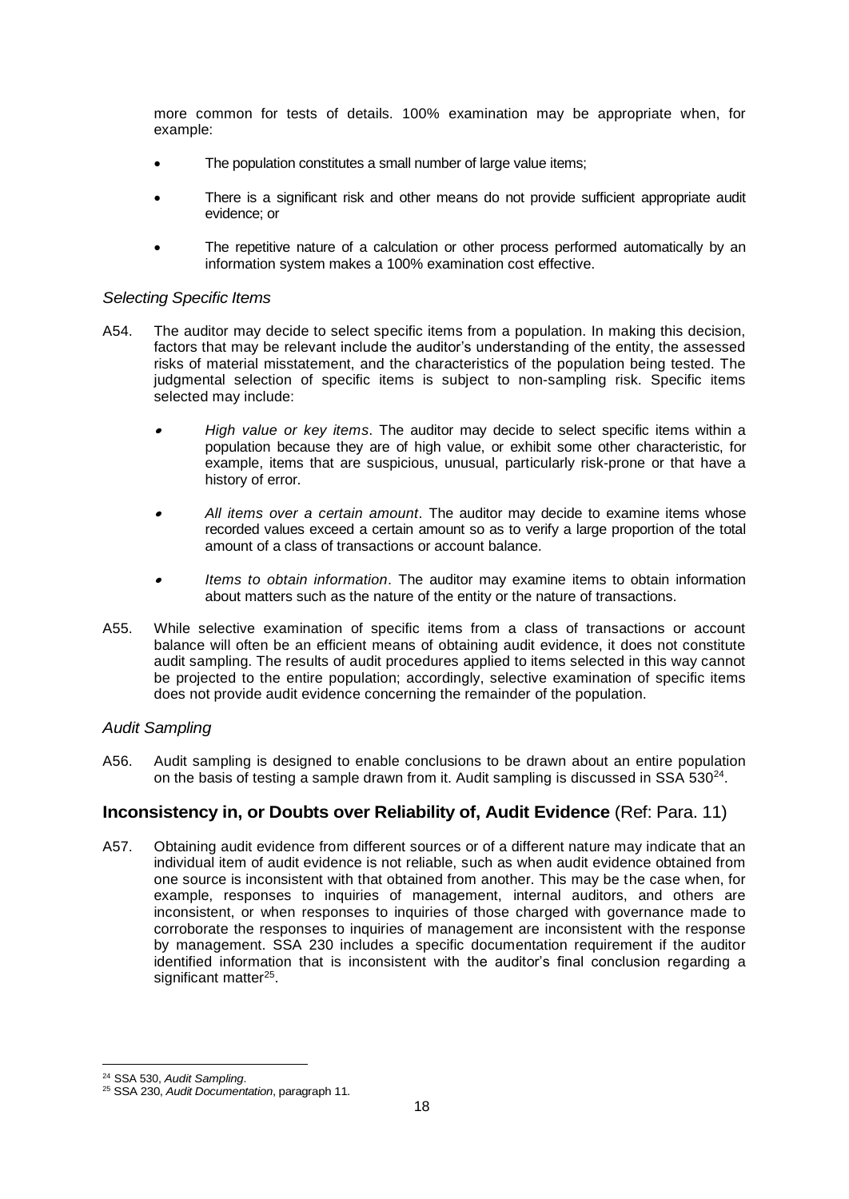more common for tests of details. 100% examination may be appropriate when, for example:

- The population constitutes a small number of large value items;
- There is a significant risk and other means do not provide sufficient appropriate audit evidence; or
- The repetitive nature of a calculation or other process performed automatically by an information system makes a 100% examination cost effective.

### *Selecting Specific Items*

A54. The auditor may decide to select specific items from a population. In making this decision, factors that may be relevant include the auditor's understanding of the entity, the assessed risks of material misstatement, and the characteristics of the population being tested. The judgmental selection of specific items is subject to non-sampling risk. Specific items selected may include:

- *High value or key items*. The auditor may decide to select specific items within a population because they are of high value, or exhibit some other characteristic, for example, items that are suspicious, unusual, particularly risk-prone or that have a history of error.
- *All items over a certain amount*. The auditor may decide to examine items whose recorded values exceed a certain amount so as to verify a large proportion of the total amount of a class of transactions or account balance.
- *Items to obtain information*. The auditor may examine items to obtain information about matters such as the nature of the entity or the nature of transactions.

A55. While selective examination of specific items from a class of transactions or account balance will often be an efficient means of obtaining audit evidence, it does not constitute audit sampling. The results of audit procedures applied to items selected in this way cannot be projected to the entire population; accordingly, selective examination of specific items does not provide audit evidence concerning the remainder of the population.

### *Audit Sampling*

A56. Audit sampling is designed to enable conclusions to be drawn about an entire population on the basis of testing a sample drawn from it. Audit sampling is discussed in SSA 530[24].

## **Inconsistency in, or Doubts over Reliability of, Audit Evidence** (Ref: Para. 11)

A57. Obtaining audit evidence from different sources or of a different nature may indicate that an individual item of audit evidence is not reliable, such as when audit evidence obtained from one source is inconsistent with that obtained from another. This may be the case when, for example, responses to inquiries of management, internal auditors, and others are inconsistent, or when responses to inquiries of those charged with governance made to corroborate the responses to inquiries of management are inconsistent with the response by management. SSA 230 includes a specific documentation requirement if the auditor identified information that is inconsistent with the auditor's final conclusion regarding a significant matter[25].

---

[24] SSA 530, *Audit Sampling*.

[25] SSA 230, *Audit Documentation*, paragraph 11.